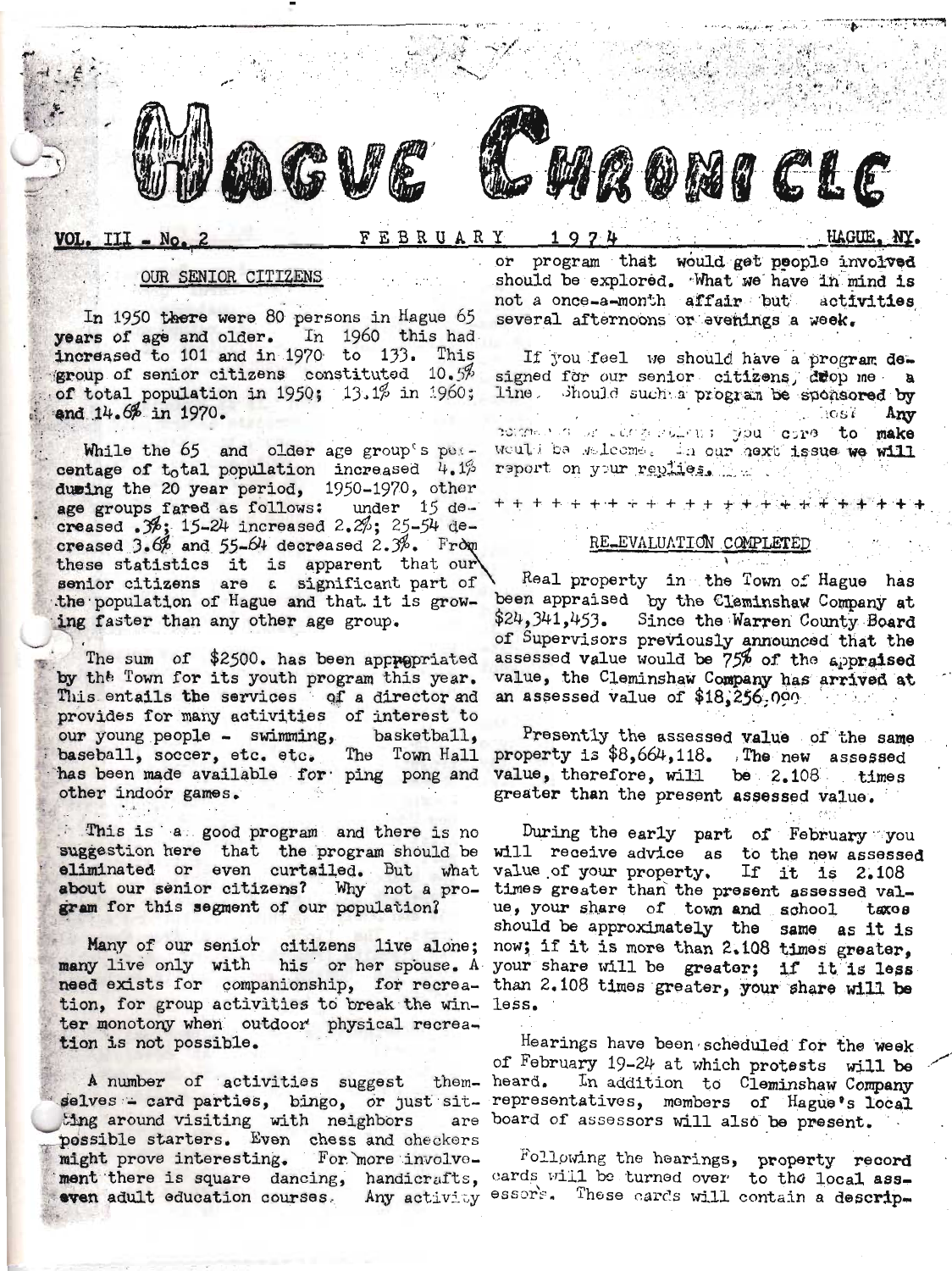# HAGUE CHRONICLE

VOL. III - No. 2 FEBRUARY 1974 HAGUE, NY.

## OUR SENIOR CITIZENS

In 1950 there were 80 persons in Hague 65 years of age and older. In 1960 this had increased to 101 and in 1970 to 133. This group of senior citizens constituted 10.5% of total population in 1950; 13.1% in 1960; and 14.6% in 1970.

While the 65 and older age group's percentage of total population increased 4.1% during the 20 year period, 1950-1970, other age groups fared as follows: under 15 decreased .3%; 15-24 increased 2.2%; 25-54 decreased 3.6% and 55-64 decreased 2.3%. From these statistics it is apparent that our senior citizens are a significant part of the population of Hague and that it is growing faster than any other age group.

The sum of $2500. has been appropriated by the Town for its youth program this year. This entails the services of a director and provides for many activities of interest to our young people - swimming, basketball, baseball, soccer, etc. etc. The Town Hall has been made available for ping pong and other indoor games.

This is a good program and there is no suggestion here that the program should be eliminated or even curtailed. But what about our senior citizens? Why not a program for this segment of our population?

Many of our senior citizens live alone; many live only with his or her spouse. A need exists for companionship, for recreation, for group activities to break the winter monotony when outdoor physical recreation is not possible.

A number of activities suggest themselves - card parties, bingo, or just sitting around visiting with neighbors are possible starters. Even chess and checkers might prove interesting. For more involvement there is square dancing, handicrafts, even adult education courses. Any activity or program that would get people involved should be explored. What we have in mind is not a once-a-month affair but activities several afternoons or evenings a week.

If you feel we should have a program designed for our senior citizens, drop me a line. Should such a program be sponsored by ... host Any comments or suggestions you care to make would be welcome. In our next issue we will report on your replies.

+ + + + + + + + + + + + + + + + + + + + + + +

## RE-EVALUATION COMPLETED

Real property in the Town of Hague has been appraised by the Cleminshaw Company at $24,341,453. Since the Warren County Board of Supervisors previously announced that the assessed value would be 75% of the appraised value, the Cleminshaw Company has arrived at an assessed value of $18,256,000.

Presently the assessed value of the same property is $8,664,118. The new assessed value, therefore, will be 2.108 times greater than the present assessed value.

During the early part of February you will receive advice as to the new assessed value of your property. If it is 2.108 times greater than the present assessed value, your share of town and school taxes should be approximately the same as it is now; if it is more than 2.108 times greater, your share will be greater; if it is less than 2.108 times greater, your share will be less.

Hearings have been scheduled for the week of February 19-24 at which protests will be heard. In addition to Cleminshaw Company representatives, members of Hague's local board of assessors will also be present.

Following the hearings, property record cards will be turned over to the local assessors. These cards will contain a descrip-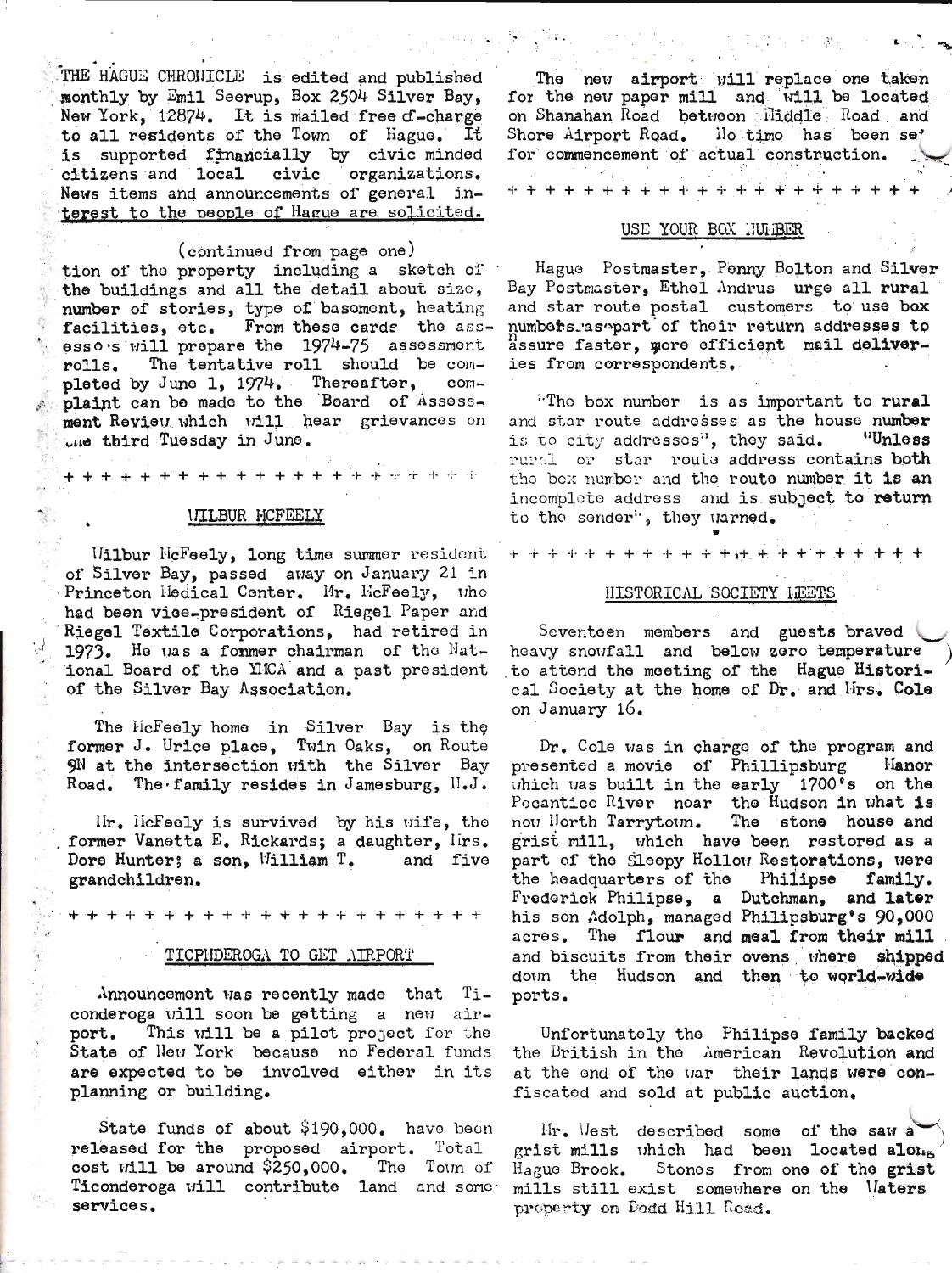THE HAGUE CHRONICLE is edited and published monthly by Emil Seerup, Box 2504 Silver Bay, New York, 12874. It is mailed free of-charge to all residents of the Town of Hague. It is supported financially by civic minded citizens and local civic organizations. News items and announcements of general interest to the people of Hague are solicited.

(continued from page one)

tion of the property including a sketch of the buildings and all the detail about size, number of stories, type of basement, heating facilities, etc. From these cards the assessors will prepare the 1974-75 assessment rolls. The tentative roll should be completed by June 1, 1974. Thereafter, complaint can be made to the Board of Assessment Review which will hear grievances on the third Tuesday in June.

+ + + + + + + + + + + + + + + + + + + + +

## WILBUR MCFEELY

Wilbur McFeely, long time summer resident of Silver Bay, passed away on January 21 in Princeton Medical Center. Mr. McFeely, who had been vice-president of Riegel Paper and Riegel Textile Corporations, had retired in 1973. He was a former chairman of the National Board of the YMCA and a past president of the Silver Bay Association.

The McFeely home in Silver Bay is the former J. Urice place, Twin Oaks, on Route 9N at the intersection with the Silver Bay Road. The family resides in Jamesburg, N.J.

Mr. McFeely is survived by his wife, the former Vanetta E. Rickards; a daughter, Mrs. Dore Hunter; a son, William T. and five grandchildren.

+ + + + + + + + + + + + + + + + + + + + + +

## TICONDEROGA TO GET AIRPORT

Announcement was recently made that Ticonderoga will soon be getting a new airport. This will be a pilot project for the State of New York because no Federal funds are expected to be involved either in its planning or building.

State funds of about $190,000. have been released for the proposed airport. Total cost will be around $250,000. The Town of Ticonderoga will contribute land and some services.

The new airport will replace one taken for the new paper mill and will be located on Shanahan Road between Middle Road and Shore Airport Road. No time has been set for commencement of actual construction.

+ + + + + + + + + + + + + + + + + + + + + +

## USE YOUR BOX NUMBER

Hague Postmaster, Penny Bolton and Silver Bay Postmaster, Ethel Andrus urge all rural and star route postal customers to use box numbers as part of their return addresses to assure faster, more efficient mail deliveries from correspondents.

"The box number is as important to rural and star route addresses as the house number is to city addresses", they said. "Unless rural or star route address contains both the box number and the route number it is an incomplete address and is subject to return to the sender", they warned.

+ + + + + + + + + + + + + + + + + + + + + +

## HISTORICAL SOCIETY MEETS

Seventeen members and guests braved heavy snowfall and below zero temperature to attend the meeting of the Hague Historical Society at the home of Dr. and Mrs. Cole on January 16.

Dr. Cole was in charge of the program and presented a movie of Phillipsburg Manor which was built in the early 1700's on the Pocantico River near the Hudson in what is now North Tarrytown. The stone house and grist mill, which have been restored as a part of the Sleepy Hollow Restorations, were the headquarters of the Philipse family. Frederick Philipse, a Dutchman, and later his son Adolph, managed Philipsburg's 90,000 acres. The flour and meal from their mill and biscuits from their ovens where shipped down the Hudson and then to world-wide ports.

Unfortunately the Philipse family backed the British in the American Revolution and at the end of the war their lands were confiscated and sold at public auction.

Mr. West described some of the saw and grist mills which had been located along Hague Brook. Stones from one of the grist mills still exist somewhere on the Waters property on Dodd Hill Road.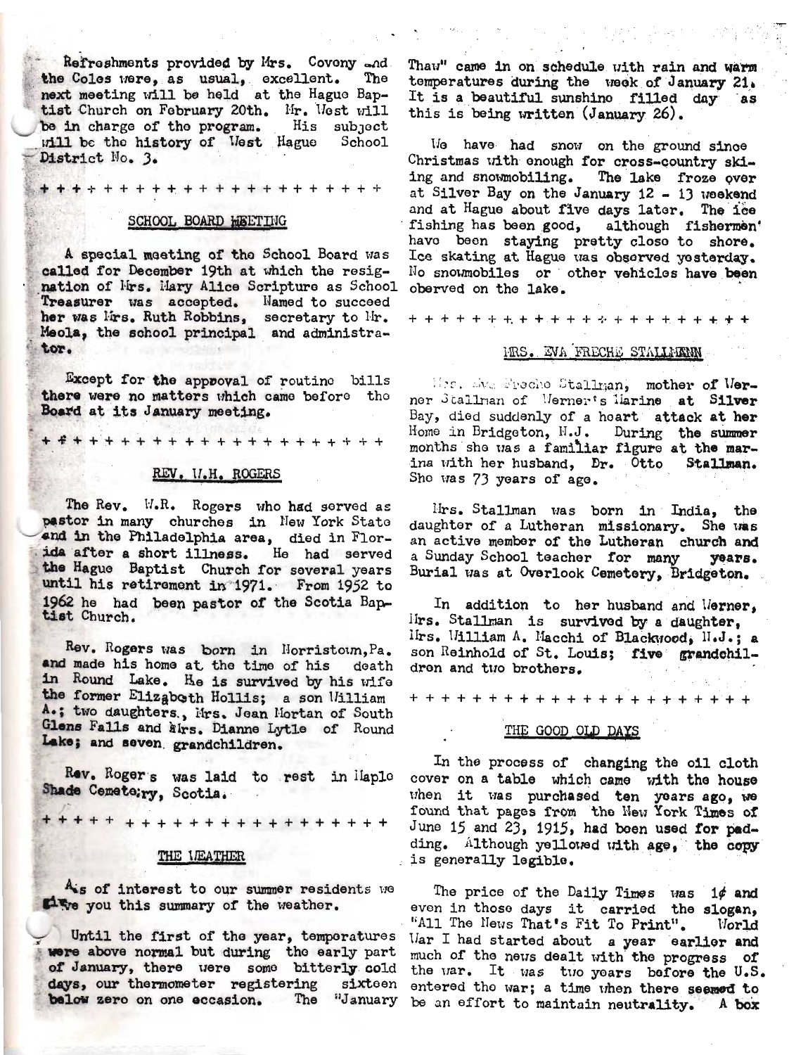Refreshments provided by Mrs. Covony and the Coles were, as usual, excellent. The next meeting will be held at the Hague Baptist Church on February 20th. Mr. West will be in charge of the program. His subject will be the history of West Hague School District No. 3.

+ + + + + + + + + + + + + + + + + + + + + +

## SCHOOL BOARD MEETING

A special meeting of the School Board was called for December 19th at which the resignation of Mrs. Mary Alice Scripture as School Treasurer was accepted. Named to succeed her was Mrs. Ruth Robbins, secretary to Mr. Meola, the school principal and administrator.

Except for the approval of routine bills there were no matters which came before the Board at its January meeting.

+ + + + + + + + + + + + + + + + + + + + + +

## REV. W.H. ROGERS

The Rev. W.R. Rogers who had served as pastor in many churches in New York State and in the Philadelphia area, died in Florida after a short illness. He had served the Hague Baptist Church for several years until his retirement in 1971. From 1952 to 1962 he had been pastor of the Scotia Baptist Church.

Rev. Rogers was born in Norristown, Pa. and made his home at the time of his death in Round Lake. He is survived by his wife the former Elizabeth Hollis; a son William A.; two daughters, Mrs. Jean Mortan of South Glens Falls and Mrs. Dianne Lytle of Round Lake; and seven grandchildren.

Rev. Roger's was laid to rest in Maple Shade Cemetery, Scotia.

+ + + + + + + + + + + + + + + + + + + + + +

## THE WEATHER

As of interest to our summer residents we give you this summary of the weather.

Until the first of the year, temperatures were above normal but during the early part of January, there were some bitterly cold days, our thermometer registering sixteen below zero on one occasion. The "January Thaw" came in on schedule with rain and warm temperatures during the week of January 21. It is a beautiful sunshine filled day as this is being written (January 26).

We have had snow on the ground since Christmas with enough for cross-country skiing and snowmobiling. The lake froze over at Silver Bay on the January 12 - 13 weekend and at Hague about five days later. The ice fishing has been good, although fishermen have been staying pretty close to shore. Ice skating at Hague was observed yesterday. No snowmobiles or other vehicles have been oberved on the lake.

+ + + + + + + + + + + + + + + + + + + + + +

## MRS. EVA FRECHE STALLMANN

Mrs. Eva Freche Stallman, mother of Werner Stallman of Werner's Marine at Silver Bay, died suddenly of a heart attack at her Home in Bridgeton, N.J. During the summer months she was a familiar figure at the marina with her husband, Dr. Otto Stallman. She was 73 years of age.

Mrs. Stallman was born in India, the daughter of a Lutheran missionary. She was an active member of the Lutheran church and a Sunday School teacher for many years. Burial was at Overlook Cemetery, Bridgeton.

In addition to her husband and Werner, Mrs. Stallman is survived by a daughter, Mrs. William A. Macchi of Blackwood, N.J.; a son Reinhold of St. Louis; five grandchildren and two brothers.

+ + + + + + + + + + + + + + + + + + + + + +

## THE GOOD OLD DAYS

In the process of changing the oil cloth cover on a table which came with the house when it was purchased ten years ago, we found that pages from the New York Times of June 15 and 23, 1915, had been used for padding. Although yellowed with age, the copy is generally legible.

The price of the Daily Times was 1¢ and even in those days it carried the slogan, "All The News That's Fit To Print". World War I had started about a year earlier and much of the news dealt with the progress of the war. It was two years before the U.S. entered the war; a time when there seemed to be an effort to maintain neutrality. A box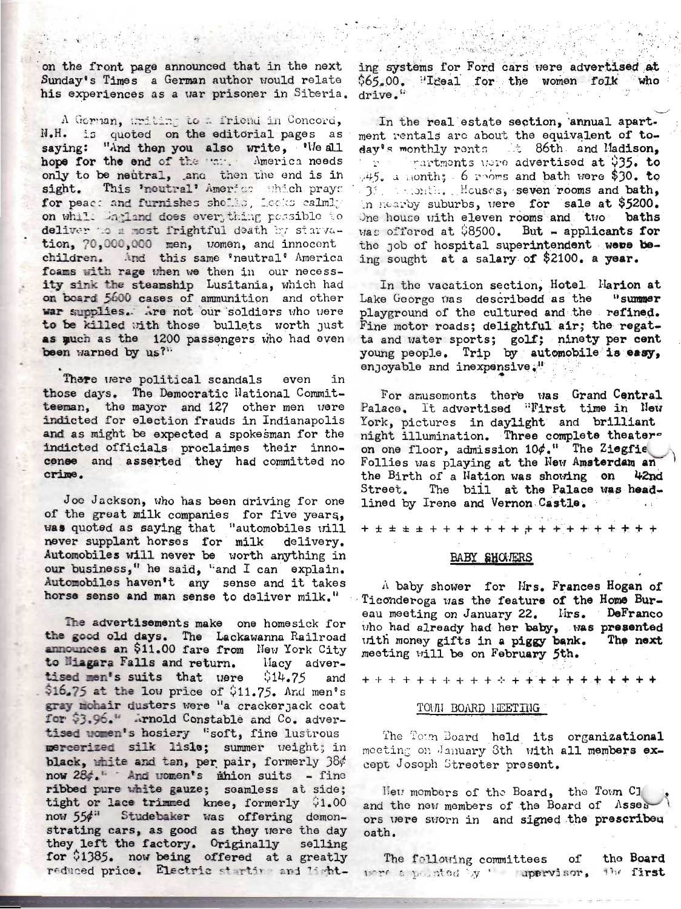on the front page announced that in the next Sunday's Times a German author would relate his experiences as a war prisoner in Siberia.

A German, writing to a friend in Concord, N.H. is quoted on the editorial pages as saying: "And then you also write, 'We all hope for the end of the war. America needs only to be neutral, and then the end is in sight. This 'neutral' America which prays for peace and furnishes shells, looks calmly on while England does everything possible to deliver to a most frightful death by starvation, 70,000,000 men, women, and innocent children. And this same 'neutral' America foams with rage when we then in our necessity sink the steamship Lusitania, which had on board 5600 cases of ammunition and other war supplies. Are not our soldiers who were to be killed with those bullets worth just as much as the 1200 passengers who had even been warned by us?"

There were political scandals even in those days. The Democratic National Committeeman, the mayor and 127 other men were indicted for election frauds in Indianapolis and as might be expected a spokesman for the indicted officials proclaimes their innocense and asserted they had committed no crime.

Joe Jackson, who has been driving for one of the great milk companies for five years, was quoted as saying that "automobiles will never supplant horses for milk delivery. Automobiles will never be worth anything in our business," he said, "and I can explain. Automobiles haven't any sense and it takes horse sense and man sense to deliver milk."

The advertisements make one homesick for the good old days. The Lackawanna Railroad announces an $11.00 fare from New York City to Niagara Falls and return. Macy advertised men's suits that were $14.75 and $16.75 at the low price of $11.75. And men's gray mohair dusters were "a crackerjack coat for $3.96." Arnold Constable and Co. advertised women's hosiery "soft, fine lustrous mercerized silk lisle; summer weight; in black, white and tan, per pair, formerly 38¢ now 28¢." And women's union suits - fine ribbed pure white gauze; seamless at side; tight or lace trimmed knee, formerly $1.00 now 55¢" Studebaker was offering demonstrating cars, as good as they were the day they left the factory. Originally selling for $1385. now being offered at a greatly reduced price. Electric starting and lighting systems for Ford cars were advertised at $65.00. "Ideal for the women folk who drive."

In the real estate section, annual apartment rentals are about the equivalent of today's monthly rents. At 86th and Madison, ... apartments were advertised at $35. to $45. a month; 6 rooms and bath were $30. to 3... month. Houses, seven rooms and bath, in nearby suburbs, were for sale at $5200. One house with eleven rooms and two baths was offered at $8500. But - applicants for the job of hospital superintendent were being sought at a salary of $2100. a year.

In the vacation section, Hotel Marion at Lake George was describedd as the "summer playground of the cultured and the refined. Fine motor roads; delightful air; the regatta and water sports; golf; ninety per cent young people. Trip by automobile is easy, enjoyable and inexpensive."

For amusements there was Grand Central Palace. It advertised "First time in New York, pictures in daylight and brilliant night illumination. Three complete theaters on one floor, admission 10¢." The Ziegfield Follies was playing at the New Amsterdam and the Birth of a Nation was showing on 42nd Street. The bill at the Palace was headlined by Irene and Vernon Castle.

+ + + + + + + + + + + + + + + + + + + + +

## BABY SHOWERS

A baby shower for Mrs. Frances Hogan of Ticonderoga was the feature of the Home Bureau meeting on January 22. Mrs. DeFranco who had already had her baby, was presented with money gifts in a piggy bank. The next meeting will be on February 5th.

+ + + + + + + + + + + + + + + + + + + + +

## TOWN BOARD MEETING

The Town Board held its organizational meeting on January 8th with all members except Joseph Streeter present.

New members of the Board, the Town Cl..., and the new members of the Board of Assessors were sworn in and signed the prescribed oath.

The following committees of the Board were appointed by the Supervisor, the first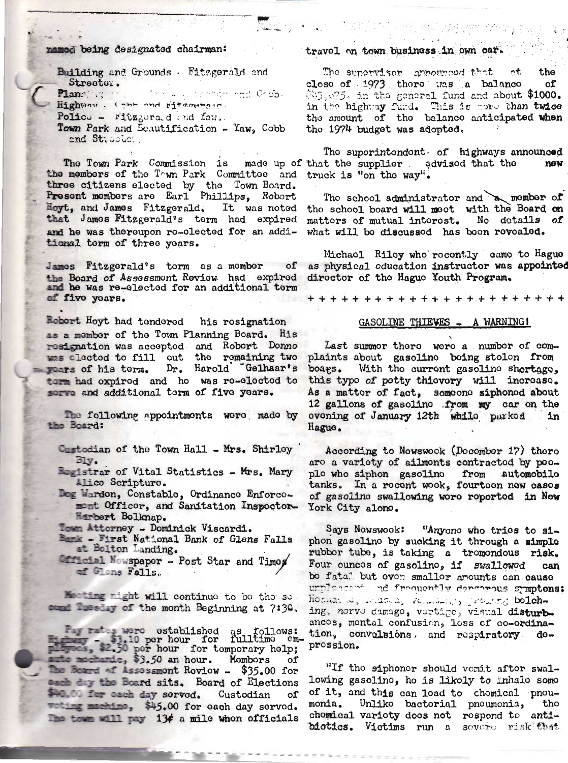named being designated chairman:

Building and Grounds - Fitzgerald and Streeter.
Planning - ... and Cobb.
Highway - Cobb and Fitzgerald.
Police - Fitzgerald and Yaw.
Town Park and Beautification - Yaw, Cobb and Streeter.

The Town Park Commission is made up of the members of the Town Park Committee and three citizens elected by the Town Board. Present members are Earl Phillips, Robert Hoyt, and James Fitzgerald. It was noted that James Fitzgerald's term had expired and he was thereupon re-elected for an additional term of three years.

James Fitzgerald's term as a member of the Board of Assessment Review had expired and he was re-elected for an additional term of five years.

Robert Hoyt had tendered his resignation as a member of the Town Planning Board. His resignation was accepted and Robert Donno was elected to fill out the remaining two years of his term. Dr. Harold Gelhaar's term had expired and he was re-elected to serve and additional term of five years.

The following appointments were made by the Board:

Custodian of the Town Hall - Mrs. Shirley Bly.
Registrar of Vital Statistics - Mrs. Mary Alice Scripture.
Dog Warden, Constable, Ordinance Enforcement Officer, and Sanitation Inspector - Herbert Belknap.
Town Attorney - Dominick Viscardi.
Bank - First National Bank of Glens Falls at Bolton Landing.
Official Newspaper - Post Star and Times of Glens Falls.

Meeting night will continue to be the second Tuesday of the month Beginning at 7:30.

Pay rates were established as follows: Highway - $3.10 per hour for fulltime employees, $2.50 per hour for temporary help; auto mechanic, $3.50 an hour. Members of The Board of Assessment Review - $35.00 for each day the Board sits. Board of Elections $40.00 for each day served. Custodian of voting machine, $45.00 for each day served. The town will pay 13¢ a mile when officials travel on town business in own car.

The supervisor announced that at the close of 1973 there was a balance of $35,075. in the general fund and about $1000. in the highway fund. This is more than twice the amount of the balance anticipated when the 1974 budget was adopted.

The superintendent of highways announced that the supplier advised that the new truck is "on the way".

The school administrator and a member of the school board will meet with the Board on matters of mutual interest. No details of what will be discussed has been revealed.

Michael Riley who recently came to Hague as physical education instructor was appointed director of the Hague Youth Program.

+ + + + + + + + + + + + + + + + + + + + + + + +

## GASOLINE THIEVES - A WARNING!

Last summer there were a number of complaints about gasoline being stolen from boats. With the current gasoline shortage, this type of petty thievery will increase. As a matter of fact, someone siphoned about 12 gallons of gasoline from my car on the evening of January 12th while parked in Hague.

According to Newsweek (December 17) there are a variety of ailments contracted by people who siphon gasoline from automobile tanks. In a recent week, fourteen new cases of gasoline swallowing were reported in New York City alone.

Says Newsweek: "Anyone who tries to siphon gasoline by sucking it through a simple rubber tube, is taking a tremendous risk. Four ounces of gasoline, if swallowed can be fatal but even smaller amounts can cause unpleasant and frequently dangerous symptoms: Headache, nausea, vomiting, burning belching, nerve damage, vertigo, visual disturbances, mental confusion, loss of co-ordination, convulsions, and respiratory depression.

"If the siphoner should vomit after swallowing gasoline, he is likely to inhale some of it, and this can lead to chemical pneumonia. Unlike bacterial pneumonia, the chemical variety does not respond to antibiotics. Victims run a severe risk that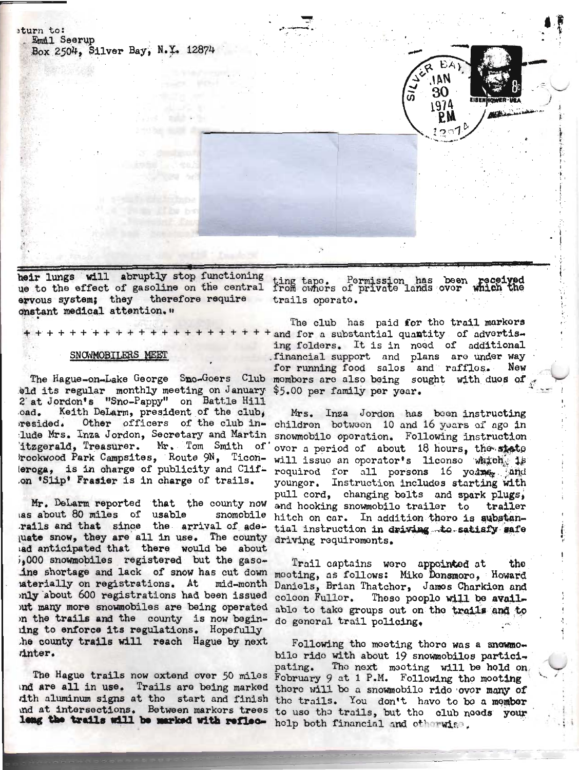eturn to:
Emil Seerup
Box 2504, Silver Bay, N.Y. 12874

SILVER BAY JAN 30 1974 PM 12874

heir lungs will abruptly stop functioning ue to the effect of gasoline on the central ervous system; they therefore require onstant medical attention."

+ + + + + + + + + + + + + + + + + + + + + +

## SNOWMOBILERS MEET

The Hague-on-Lake George Sno-Goers Club eld its regular monthly meeting on January 2 at Jordon's "Sno-Pappy" on Battle Hill oad. Keith DeLarm, president of the club, resided. Other officers of the club in- lude Mrs. Inza Jordon, Secretary and Martin itzgerald, Treasurer. Mr. Tom Smith of rookwood Park Campsites, Route 9N, Ticon- leroga, is in charge of publicity and Clif- on 'Slip' Frasier is in charge of trails.

Mr. DeLarm reported that the county now as about 80 miles of usable snomobile rails and that since the arrival of ade- uate snow, they are all in use. The county ad anticipated that there would be about ,000 snowmobiles registered but the gaso- ine shortage and lack of snow has cut down aterially on registrations. At mid-month nly about 600 registrations had been issued ut many more snowmobiles are being operated n the trails and the county is now begin- ing to enforce its regulations. Hopefully he county trails will reach Hague by next inter.

The Hague trails now extend over 50 miles nd are all in use. Trails are being marked ith aluminum signs at the start and finish nd at intersections. Between markers trees long the trails will be marked with reflec- ting tape. Permission has been received from owners of private lands over which the trails operate.

The club has paid for the trail markers and for a substantial quantity of advertising folders. It is in need of additional financial support and plans are under way for running food sales and raffles. New members are also being sought with dues of $5.00 per family per year.

Mrs. Inza Jordon has been instructing children between 10 and 16 years of age in snowmobile operation. Following instruction over a period of about 18 hours, the state will issue an operator's license which is required for all persons 16 years and younger. Instruction includes starting with pull cord, changing belts and spark plugs, and hooking snowmobile trailer to trailer hitch on car. In addition there is substantial instruction in driving to satisfy safe driving requirements.

Trail captains were appointed at the meeting, as follows: Mike Donsmore, Howard Daniels, Brian Thatcher, James Charkion and coleen Fuller. These people will be available to take groups out on the trails and to do general trail policing.

Following the meeting there was a snowmobile ride with about 19 snowmobiles participating. The next meeting will be held on February 9 at 1 P.M. Following the meeting there will be a snowmobile ride over many of the trails. You don't have to be a member to use the trails, but the club needs your help both financial and otherwise.